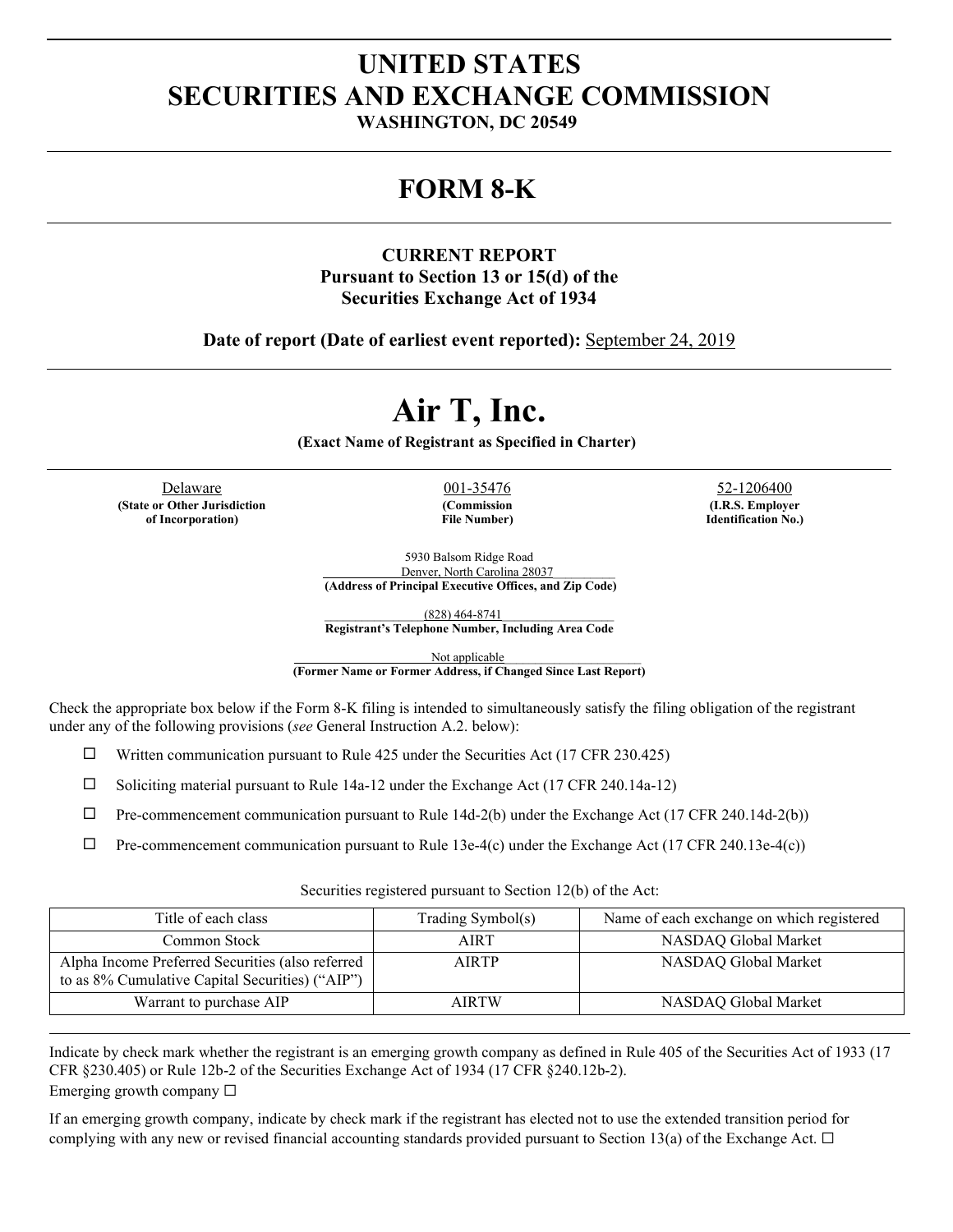# UNITED STATES
# SECURITIES AND EXCHANGE COMMISSION

**WASHINGTON, DC 20549**

## FORM 8-K

**CURRENT REPORT**
**Pursuant to Section 13 or 15(d) of the**
**Securities Exchange Act of 1934**

**Date of report (Date of earliest event reported):** September 24, 2019

# Air T, Inc.

**(Exact Name of Registrant as Specified in Charter)**

| Delaware | 001-35476 | 52-1206400 |
|---|---|---|
| **(State or Other Jurisdiction of Incorporation)** | **(Commission File Number)** | **(I.R.S. Employer Identification No.)** |

5930 Balsom Ridge Road
Denver, North Carolina 28037
**(Address of Principal Executive Offices, and Zip Code)**

(828) 464-8741
**Registrant's Telephone Number, Including Area Code**

Not applicable
**(Former Name or Former Address, if Changed Since Last Report)**

Check the appropriate box below if the Form 8-K filing is intended to simultaneously satisfy the filing obligation of the registrant under any of the following provisions (*see* General Instruction A.2. below):

☐ Written communication pursuant to Rule 425 under the Securities Act (17 CFR 230.425)

☐ Soliciting material pursuant to Rule 14a-12 under the Exchange Act (17 CFR 240.14a-12)

☐ Pre-commencement communication pursuant to Rule 14d-2(b) under the Exchange Act (17 CFR 240.14d-2(b))

☐ Pre-commencement communication pursuant to Rule 13e-4(c) under the Exchange Act (17 CFR 240.13e-4(c))

Securities registered pursuant to Section 12(b) of the Act:

| Title of each class | Trading Symbol(s) | Name of each exchange on which registered |
|---|---|---|
| Common Stock | AIRT | NASDAQ Global Market |
| Alpha Income Preferred Securities (also referred to as 8% Cumulative Capital Securities) ("AIP") | AIRTP | NASDAQ Global Market |
| Warrant to purchase AIP | AIRTW | NASDAQ Global Market |

Indicate by check mark whether the registrant is an emerging growth company as defined in Rule 405 of the Securities Act of 1933 (17 CFR §230.405) or Rule 12b-2 of the Securities Exchange Act of 1934 (17 CFR §240.12b-2).
Emerging growth company ☐

If an emerging growth company, indicate by check mark if the registrant has elected not to use the extended transition period for complying with any new or revised financial accounting standards provided pursuant to Section 13(a) of the Exchange Act. ☐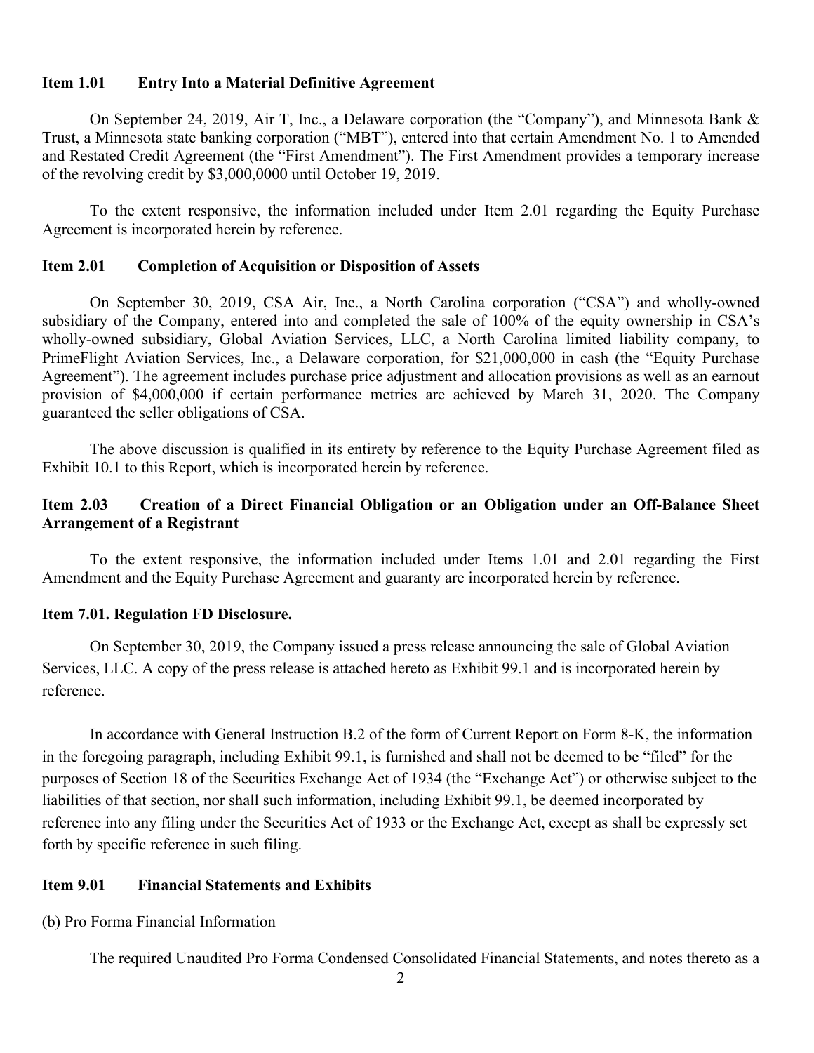**Item 1.01 Entry Into a Material Definitive Agreement**

On September 24, 2019, Air T, Inc., a Delaware corporation (the "Company"), and Minnesota Bank & Trust, a Minnesota state banking corporation ("MBT"), entered into that certain Amendment No. 1 to Amended and Restated Credit Agreement (the "First Amendment"). The First Amendment provides a temporary increase of the revolving credit by $3,000,0000 until October 19, 2019.

To the extent responsive, the information included under Item 2.01 regarding the Equity Purchase Agreement is incorporated herein by reference.

**Item 2.01 Completion of Acquisition or Disposition of Assets**

On September 30, 2019, CSA Air, Inc., a North Carolina corporation ("CSA") and wholly-owned subsidiary of the Company, entered into and completed the sale of 100% of the equity ownership in CSA's wholly-owned subsidiary, Global Aviation Services, LLC, a North Carolina limited liability company, to PrimeFlight Aviation Services, Inc., a Delaware corporation, for $21,000,000 in cash (the "Equity Purchase Agreement"). The agreement includes purchase price adjustment and allocation provisions as well as an earnout provision of $4,000,000 if certain performance metrics are achieved by March 31, 2020. The Company guaranteed the seller obligations of CSA.

The above discussion is qualified in its entirety by reference to the Equity Purchase Agreement filed as Exhibit 10.1 to this Report, which is incorporated herein by reference.

**Item 2.03 Creation of a Direct Financial Obligation or an Obligation under an Off-Balance Sheet Arrangement of a Registrant**

To the extent responsive, the information included under Items 1.01 and 2.01 regarding the First Amendment and the Equity Purchase Agreement and guaranty are incorporated herein by reference.

**Item 7.01. Regulation FD Disclosure.**

On September 30, 2019, the Company issued a press release announcing the sale of Global Aviation Services, LLC. A copy of the press release is attached hereto as Exhibit 99.1 and is incorporated herein by reference.

In accordance with General Instruction B.2 of the form of Current Report on Form 8-K, the information in the foregoing paragraph, including Exhibit 99.1, is furnished and shall not be deemed to be "filed" for the purposes of Section 18 of the Securities Exchange Act of 1934 (the "Exchange Act") or otherwise subject to the liabilities of that section, nor shall such information, including Exhibit 99.1, be deemed incorporated by reference into any filing under the Securities Act of 1933 or the Exchange Act, except as shall be expressly set forth by specific reference in such filing.

**Item 9.01 Financial Statements and Exhibits**

(b) Pro Forma Financial Information

The required Unaudited Pro Forma Condensed Consolidated Financial Statements, and notes thereto as a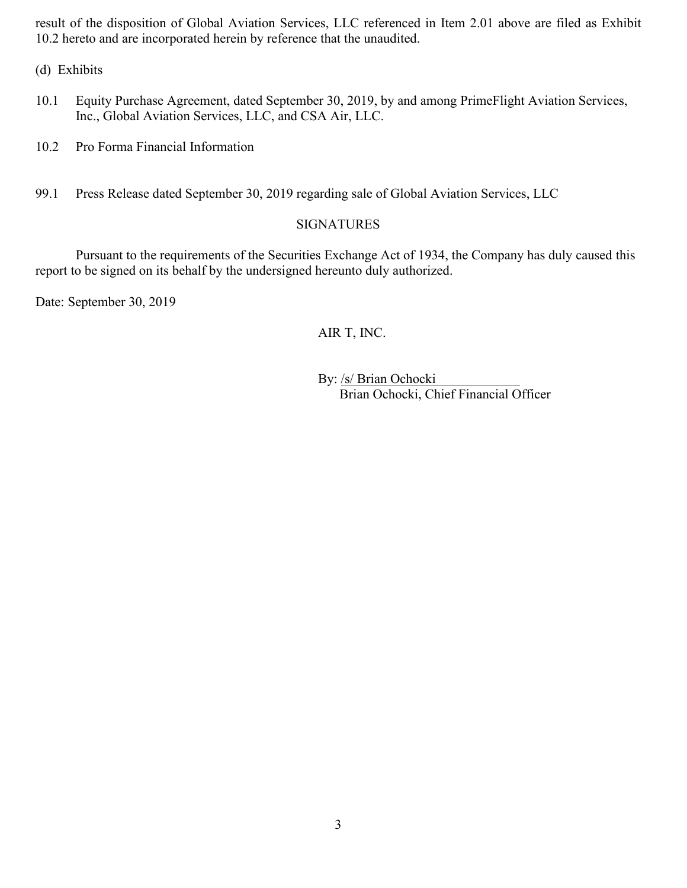result of the disposition of Global Aviation Services, LLC referenced in Item 2.01 above are filed as Exhibit 10.2 hereto and are incorporated herein by reference that the unaudited.

(d) Exhibits

10.1 Equity Purchase Agreement, dated September 30, 2019, by and among PrimeFlight Aviation Services, Inc., Global Aviation Services, LLC, and CSA Air, LLC.

10.2 Pro Forma Financial Information

99.1 Press Release dated September 30, 2019 regarding sale of Global Aviation Services, LLC

## SIGNATURES

Pursuant to the requirements of the Securities Exchange Act of 1934, the Company has duly caused this report to be signed on its behalf by the undersigned hereunto duly authorized.

Date: September 30, 2019

AIR T, INC.

By: /s/ Brian Ochocki
Brian Ochocki, Chief Financial Officer